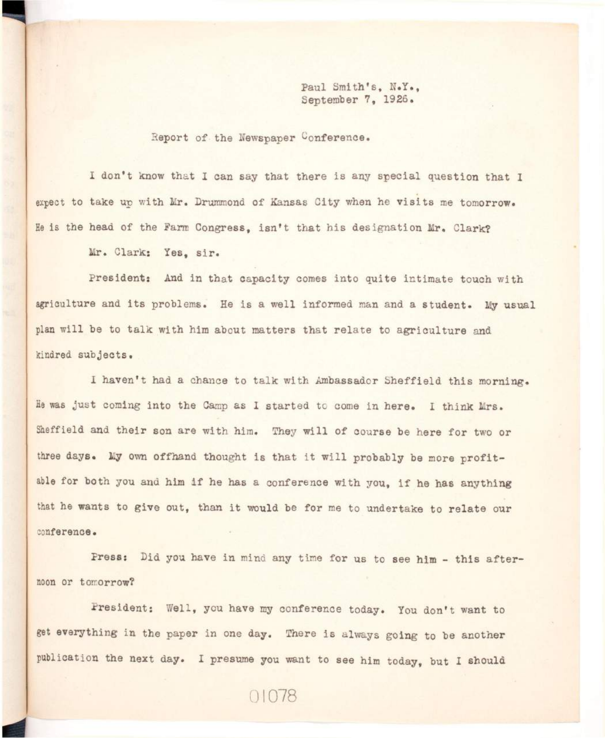Paul Smith's, N.Y.,
September 7, 1926.

Report of the Newspaper Conference.

I don't know that I can say that there is any special question that I expect to take up with Mr. Drummond of Kansas City when he visits me tomorrow. He is the head of the Farm Congress, isn't that his designation Mr. Clark?

Mr. Clark: Yes, sir.

President: And in that capacity comes into quite intimate touch with agriculture and its problems. He is a well informed man and a student. My usual plan will be to talk with him about matters that relate to agriculture and kindred subjects.

I haven't had a chance to talk with Ambassador Sheffield this morning. He was just coming into the Camp as I started to come in here. I think Mrs. Sheffield and their son are with him. They will of course be here for two or three days. My own offhand thought is that it will probably be more profitable for both you and him if he has a conference with you, if he has anything that he wants to give out, than it would be for me to undertake to relate our conference.

Press: Did you have in mind any time for us to see him - this afternoon or tomorrow?

President: Well, you have my conference today. You don't want to get everything in the paper in one day. There is always going to be another publication the next day. I presume you want to see him today, but I should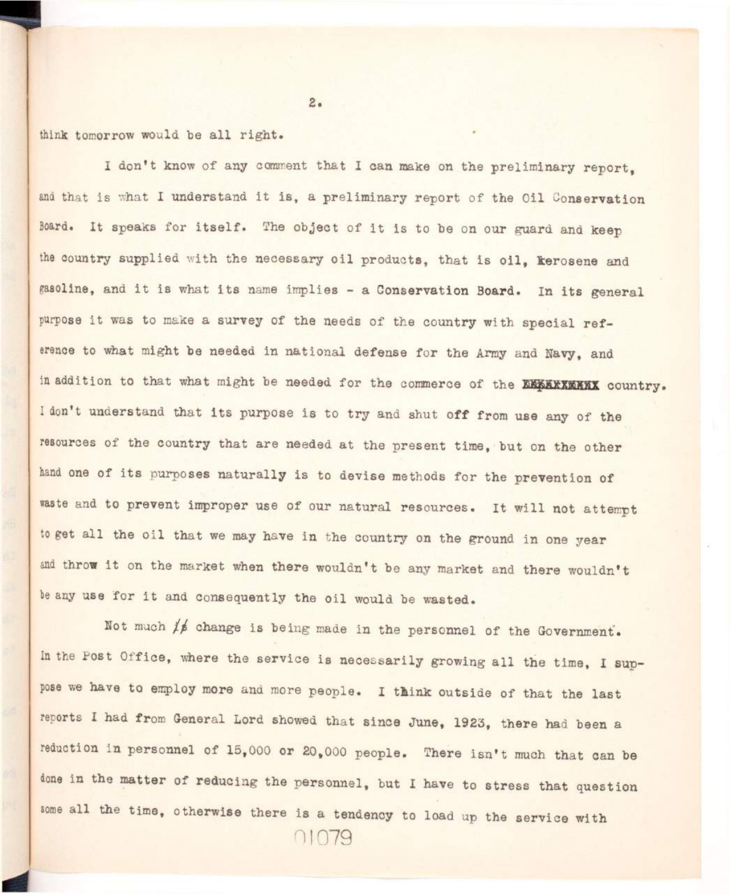think tomorrow would be all right.

I don't know of any comment that I can make on the preliminary report, and that is what I understand it is, a preliminary report of the Oil Conservation Board. It speaks for itself. The object of it is to be on our guard and keep the country supplied with the necessary oil products, that is oil, kerosene and gasoline, and it is what its name implies - a Conservation Board. In its general purpose it was to make a survey of the needs of the country with special reference to what might be needed in national defense for the Army and Navy, and in addition to that what might be needed for the commerce of the XXXXXXXXXX country. I don't understand that its purpose is to try and shut off from use any of the resources of the country that are needed at the present time, but on the other hand one of its purposes naturally is to devise methods for the prevention of waste and to prevent improper use of our natural resources. It will not attempt to get all the oil that we may have in the country on the ground in one year and throw it on the market when there wouldn't be any market and there wouldn't be any use for it and consequently the oil would be wasted.

Not much change is being made in the personnel of the Government. In the Post Office, where the service is necessarily growing all the time, I suppose we have to employ more and more people. I think outside of that the last reports I had from General Lord showed that since June, 1923, there had been a reduction in personnel of 15,000 or 20,000 people. There isn't much that can be done in the matter of reducing the personnel, but I have to stress that question some all the time, otherwise there is a tendency to load up the service with

01079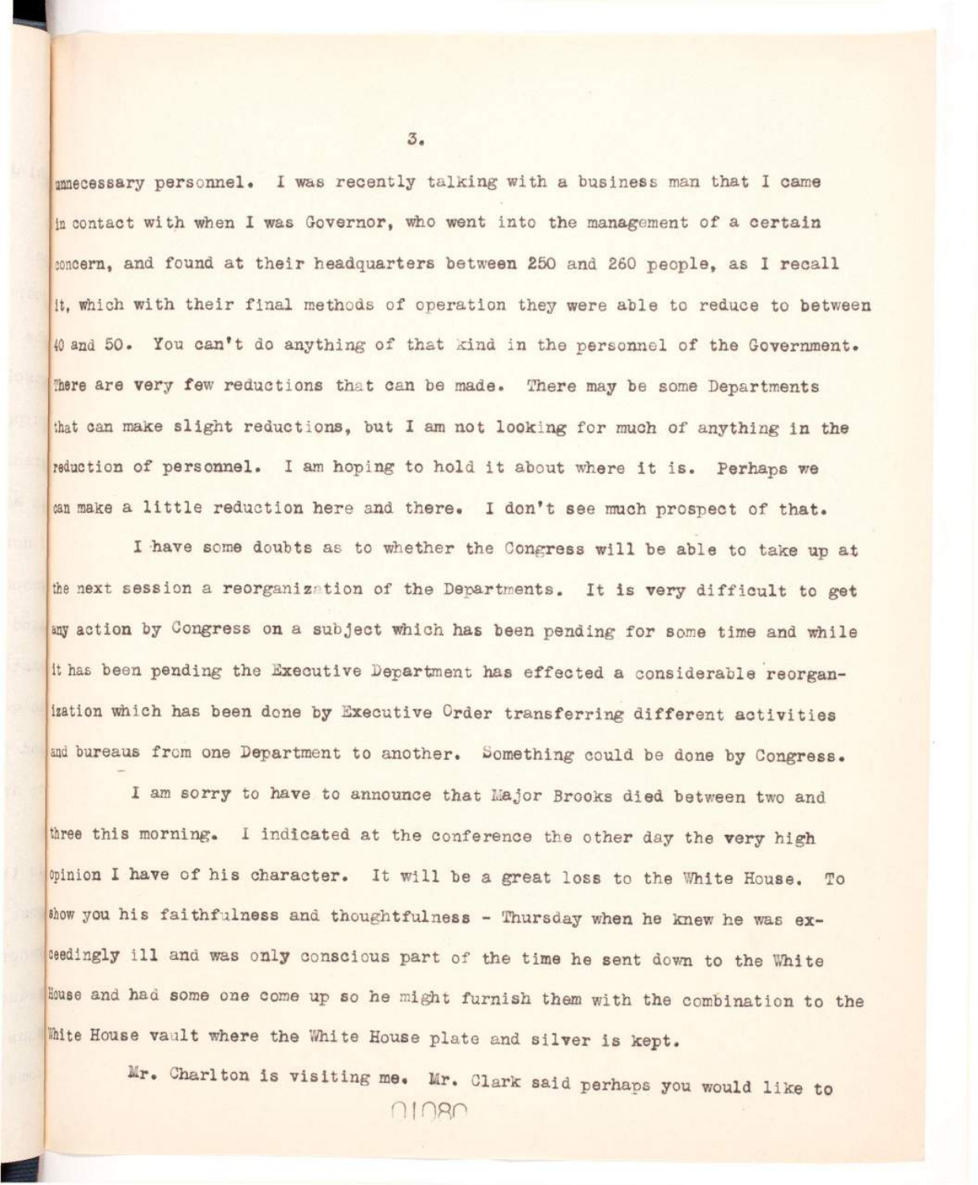unnecessary personnel. I was recently talking with a business man that I came in contact with when I was Governor, who went into the management of a certain concern, and found at their headquarters between 250 and 260 people, as I recall it, which with their final methods of operation they were able to reduce to between 40 and 50. You can't do anything of that kind in the personnel of the Government. There are very few reductions that can be made. There may be some Departments that can make slight reductions, but I am not looking for much of anything in the reduction of personnel. I am hoping to hold it about where it is. Perhaps we can make a little reduction here and there. I don't see much prospect of that.

I have some doubts as to whether the Congress will be able to take up at the next session a reorganization of the Departments. It is very difficult to get any action by Congress on a subject which has been pending for some time and while it has been pending the Executive Department has effected a considerable reorganization which has been done by Executive Order transferring different activities and bureaus from one Department to another. Something could be done by Congress.

I am sorry to have to announce that Major Brooks died between two and three this morning. I indicated at the conference the other day the very high opinion I have of his character. It will be a great loss to the White House. To show you his faithfulness and thoughtfulness - Thursday when he knew he was exceedingly ill and was only conscious part of the time he sent down to the White House and had some one come up so he might furnish them with the combination to the White House vault where the White House plate and silver is kept.

Mr. Charlton is visiting me. Mr. Clark said perhaps you would like to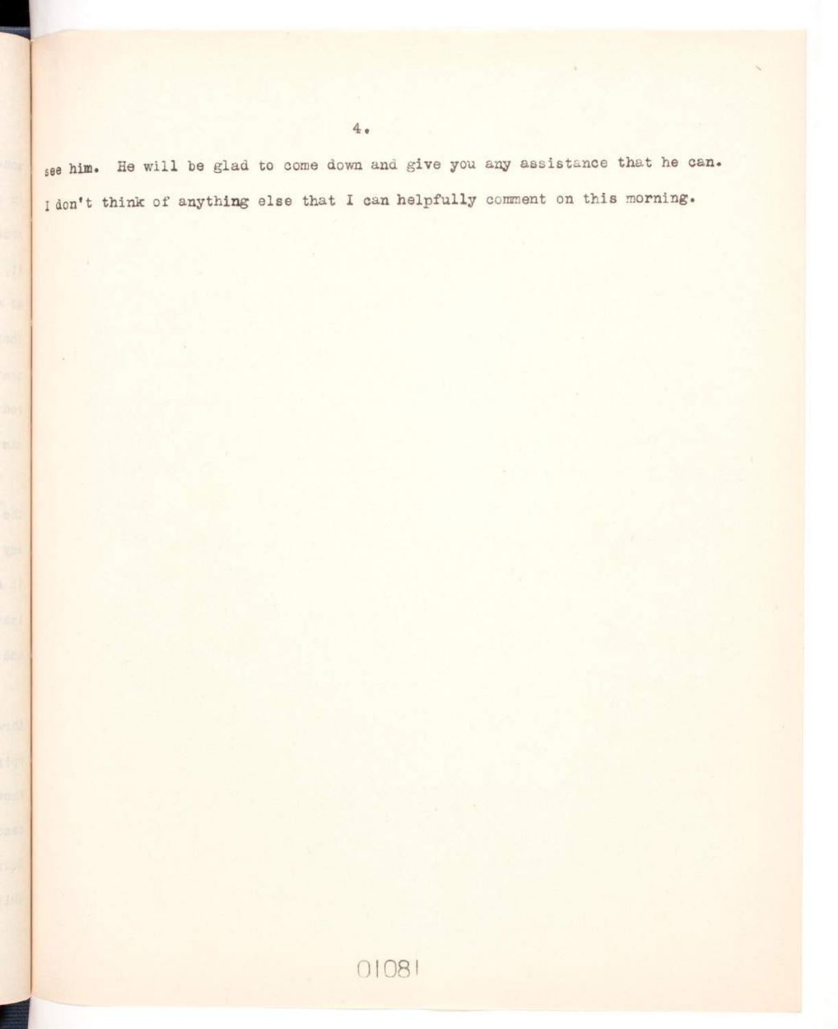see him. He will be glad to come down and give you any assistance that he can. I don't think of anything else that I can helpfully comment on this morning.